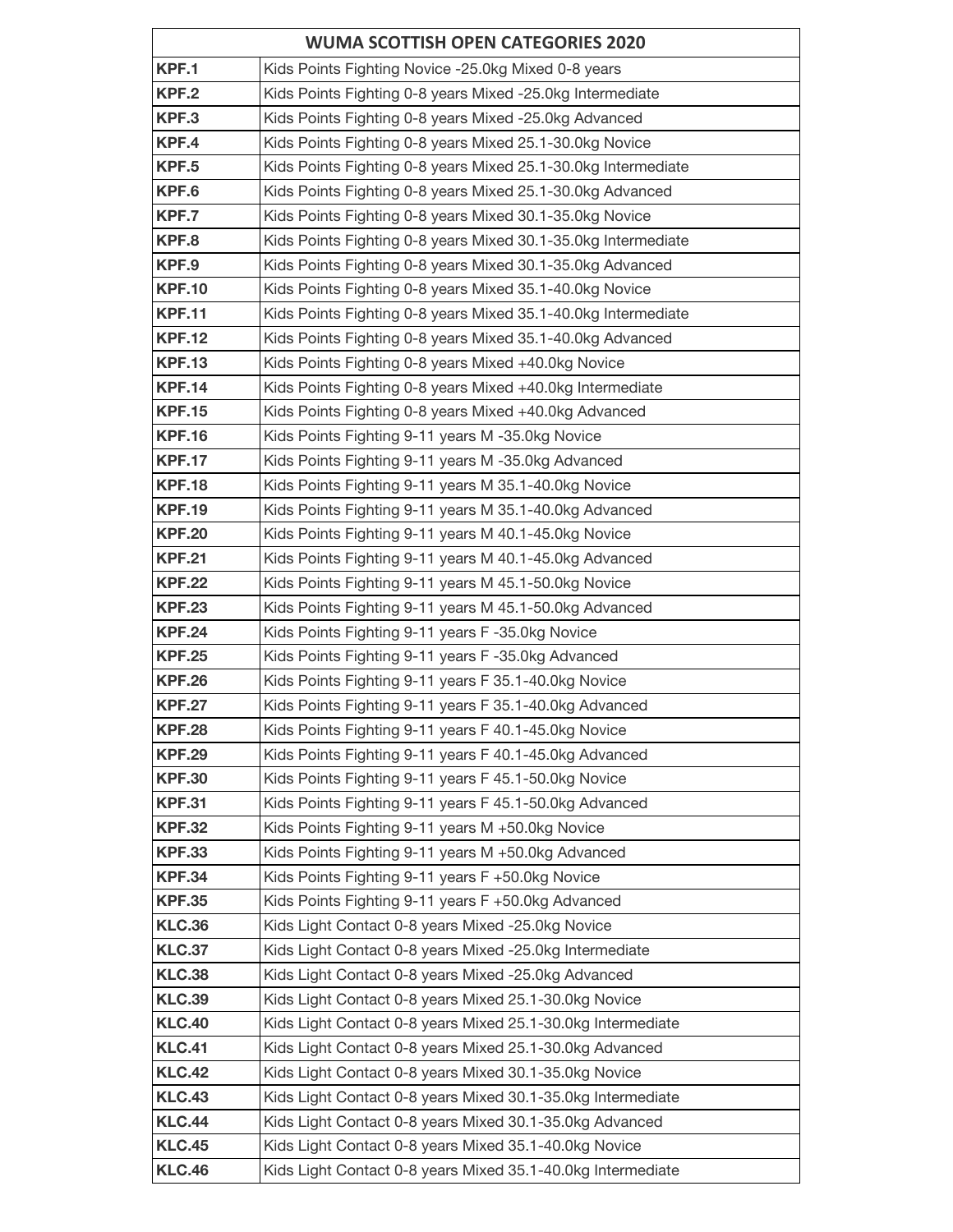| WUMA SCOTTISH OPEN CATEGORIES 2020 | |
|---|---|
| **KPF.1** | Kids Points Fighting Novice -25.0kg Mixed 0-8 years |
| **KPF.2** | Kids Points Fighting 0-8 years Mixed -25.0kg Intermediate |
| **KPF.3** | Kids Points Fighting 0-8 years Mixed -25.0kg Advanced |
| **KPF.4** | Kids Points Fighting 0-8 years Mixed 25.1-30.0kg Novice |
| **KPF.5** | Kids Points Fighting 0-8 years Mixed 25.1-30.0kg Intermediate |
| **KPF.6** | Kids Points Fighting 0-8 years Mixed 25.1-30.0kg Advanced |
| **KPF.7** | Kids Points Fighting 0-8 years Mixed 30.1-35.0kg Novice |
| **KPF.8** | Kids Points Fighting 0-8 years Mixed 30.1-35.0kg Intermediate |
| **KPF.9** | Kids Points Fighting 0-8 years Mixed 30.1-35.0kg Advanced |
| **KPF.10** | Kids Points Fighting 0-8 years Mixed 35.1-40.0kg Novice |
| **KPF.11** | Kids Points Fighting 0-8 years Mixed 35.1-40.0kg Intermediate |
| **KPF.12** | Kids Points Fighting 0-8 years Mixed 35.1-40.0kg Advanced |
| **KPF.13** | Kids Points Fighting 0-8 years Mixed +40.0kg Novice |
| **KPF.14** | Kids Points Fighting 0-8 years Mixed +40.0kg Intermediate |
| **KPF.15** | Kids Points Fighting 0-8 years Mixed +40.0kg Advanced |
| **KPF.16** | Kids Points Fighting 9-11 years M -35.0kg Novice |
| **KPF.17** | Kids Points Fighting 9-11 years M -35.0kg Advanced |
| **KPF.18** | Kids Points Fighting 9-11 years M 35.1-40.0kg Novice |
| **KPF.19** | Kids Points Fighting 9-11 years M 35.1-40.0kg Advanced |
| **KPF.20** | Kids Points Fighting 9-11 years M 40.1-45.0kg Novice |
| **KPF.21** | Kids Points Fighting 9-11 years M 40.1-45.0kg Advanced |
| **KPF.22** | Kids Points Fighting 9-11 years M 45.1-50.0kg Novice |
| **KPF.23** | Kids Points Fighting 9-11 years M 45.1-50.0kg Advanced |
| **KPF.24** | Kids Points Fighting 9-11 years F -35.0kg Novice |
| **KPF.25** | Kids Points Fighting 9-11 years F -35.0kg Advanced |
| **KPF.26** | Kids Points Fighting 9-11 years F 35.1-40.0kg Novice |
| **KPF.27** | Kids Points Fighting 9-11 years F 35.1-40.0kg Advanced |
| **KPF.28** | Kids Points Fighting 9-11 years F 40.1-45.0kg Novice |
| **KPF.29** | Kids Points Fighting 9-11 years F 40.1-45.0kg Advanced |
| **KPF.30** | Kids Points Fighting 9-11 years F 45.1-50.0kg Novice |
| **KPF.31** | Kids Points Fighting 9-11 years F 45.1-50.0kg Advanced |
| **KPF.32** | Kids Points Fighting 9-11 years M +50.0kg Novice |
| **KPF.33** | Kids Points Fighting 9-11 years M +50.0kg Advanced |
| **KPF.34** | Kids Points Fighting 9-11 years F +50.0kg Novice |
| **KPF.35** | Kids Points Fighting 9-11 years F +50.0kg Advanced |
| **KLC.36** | Kids Light Contact 0-8 years Mixed -25.0kg Novice |
| **KLC.37** | Kids Light Contact 0-8 years Mixed -25.0kg Intermediate |
| **KLC.38** | Kids Light Contact 0-8 years Mixed -25.0kg Advanced |
| **KLC.39** | Kids Light Contact 0-8 years Mixed 25.1-30.0kg Novice |
| **KLC.40** | Kids Light Contact 0-8 years Mixed 25.1-30.0kg Intermediate |
| **KLC.41** | Kids Light Contact 0-8 years Mixed 25.1-30.0kg Advanced |
| **KLC.42** | Kids Light Contact 0-8 years Mixed 30.1-35.0kg Novice |
| **KLC.43** | Kids Light Contact 0-8 years Mixed 30.1-35.0kg Intermediate |
| **KLC.44** | Kids Light Contact 0-8 years Mixed 30.1-35.0kg Advanced |
| **KLC.45** | Kids Light Contact 0-8 years Mixed 35.1-40.0kg Novice |
| **KLC.46** | Kids Light Contact 0-8 years Mixed 35.1-40.0kg Intermediate |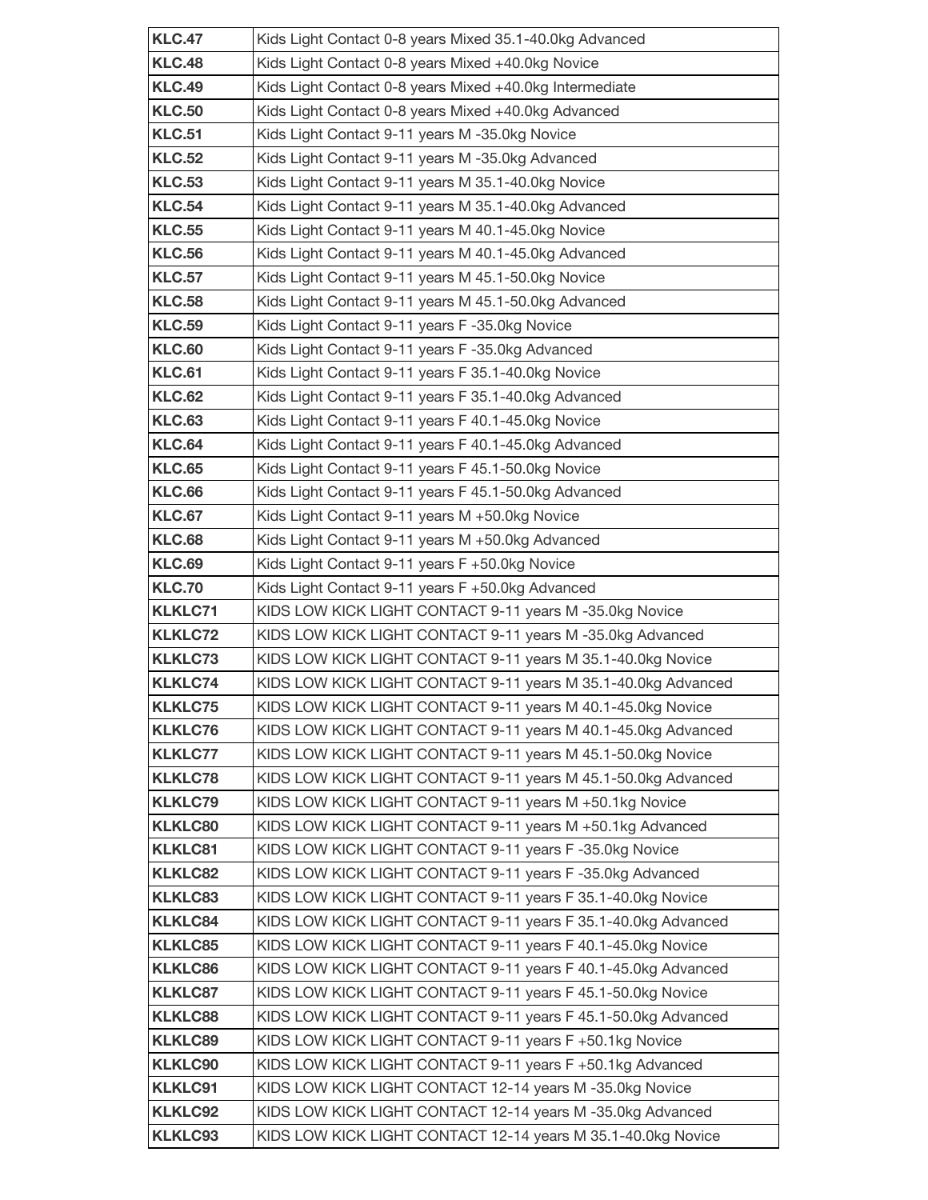| **KLC.47** | Kids Light Contact 0-8 years Mixed 35.1-40.0kg Advanced |
|---|---|
| **KLC.48** | Kids Light Contact 0-8 years Mixed +40.0kg Novice |
| **KLC.49** | Kids Light Contact 0-8 years Mixed +40.0kg Intermediate |
| **KLC.50** | Kids Light Contact 0-8 years Mixed +40.0kg Advanced |
| **KLC.51** | Kids Light Contact 9-11 years M -35.0kg Novice |
| **KLC.52** | Kids Light Contact 9-11 years M -35.0kg Advanced |
| **KLC.53** | Kids Light Contact 9-11 years M 35.1-40.0kg Novice |
| **KLC.54** | Kids Light Contact 9-11 years M 35.1-40.0kg Advanced |
| **KLC.55** | Kids Light Contact 9-11 years M 40.1-45.0kg Novice |
| **KLC.56** | Kids Light Contact 9-11 years M 40.1-45.0kg Advanced |
| **KLC.57** | Kids Light Contact 9-11 years M 45.1-50.0kg Novice |
| **KLC.58** | Kids Light Contact 9-11 years M 45.1-50.0kg Advanced |
| **KLC.59** | Kids Light Contact 9-11 years F -35.0kg Novice |
| **KLC.60** | Kids Light Contact 9-11 years F -35.0kg Advanced |
| **KLC.61** | Kids Light Contact 9-11 years F 35.1-40.0kg Novice |
| **KLC.62** | Kids Light Contact 9-11 years F 35.1-40.0kg Advanced |
| **KLC.63** | Kids Light Contact 9-11 years F 40.1-45.0kg Novice |
| **KLC.64** | Kids Light Contact 9-11 years F 40.1-45.0kg Advanced |
| **KLC.65** | Kids Light Contact 9-11 years F 45.1-50.0kg Novice |
| **KLC.66** | Kids Light Contact 9-11 years F 45.1-50.0kg Advanced |
| **KLC.67** | Kids Light Contact 9-11 years M +50.0kg Novice |
| **KLC.68** | Kids Light Contact 9-11 years M +50.0kg Advanced |
| **KLC.69** | Kids Light Contact 9-11 years F +50.0kg Novice |
| **KLC.70** | Kids Light Contact 9-11 years F +50.0kg Advanced |
| **KLKLC71** | KIDS LOW KICK LIGHT CONTACT 9-11 years M -35.0kg Novice |
| **KLKLC72** | KIDS LOW KICK LIGHT CONTACT 9-11 years M -35.0kg Advanced |
| **KLKLC73** | KIDS LOW KICK LIGHT CONTACT 9-11 years M 35.1-40.0kg Novice |
| **KLKLC74** | KIDS LOW KICK LIGHT CONTACT 9-11 years M 35.1-40.0kg Advanced |
| **KLKLC75** | KIDS LOW KICK LIGHT CONTACT 9-11 years M 40.1-45.0kg Novice |
| **KLKLC76** | KIDS LOW KICK LIGHT CONTACT 9-11 years M 40.1-45.0kg Advanced |
| **KLKLC77** | KIDS LOW KICK LIGHT CONTACT 9-11 years M 45.1-50.0kg Novice |
| **KLKLC78** | KIDS LOW KICK LIGHT CONTACT 9-11 years M 45.1-50.0kg Advanced |
| **KLKLC79** | KIDS LOW KICK LIGHT CONTACT 9-11 years M +50.1kg Novice |
| **KLKLC80** | KIDS LOW KICK LIGHT CONTACT 9-11 years M +50.1kg Advanced |
| **KLKLC81** | KIDS LOW KICK LIGHT CONTACT 9-11 years F -35.0kg Novice |
| **KLKLC82** | KIDS LOW KICK LIGHT CONTACT 9-11 years F -35.0kg Advanced |
| **KLKLC83** | KIDS LOW KICK LIGHT CONTACT 9-11 years F 35.1-40.0kg Novice |
| **KLKLC84** | KIDS LOW KICK LIGHT CONTACT 9-11 years F 35.1-40.0kg Advanced |
| **KLKLC85** | KIDS LOW KICK LIGHT CONTACT 9-11 years F 40.1-45.0kg Novice |
| **KLKLC86** | KIDS LOW KICK LIGHT CONTACT 9-11 years F 40.1-45.0kg Advanced |
| **KLKLC87** | KIDS LOW KICK LIGHT CONTACT 9-11 years F 45.1-50.0kg Novice |
| **KLKLC88** | KIDS LOW KICK LIGHT CONTACT 9-11 years F 45.1-50.0kg Advanced |
| **KLKLC89** | KIDS LOW KICK LIGHT CONTACT 9-11 years F +50.1kg Novice |
| **KLKLC90** | KIDS LOW KICK LIGHT CONTACT 9-11 years F +50.1kg Advanced |
| **KLKLC91** | KIDS LOW KICK LIGHT CONTACT 12-14 years M -35.0kg Novice |
| **KLKLC92** | KIDS LOW KICK LIGHT CONTACT 12-14 years M -35.0kg Advanced |
| **KLKLC93** | KIDS LOW KICK LIGHT CONTACT 12-14 years M 35.1-40.0kg Novice |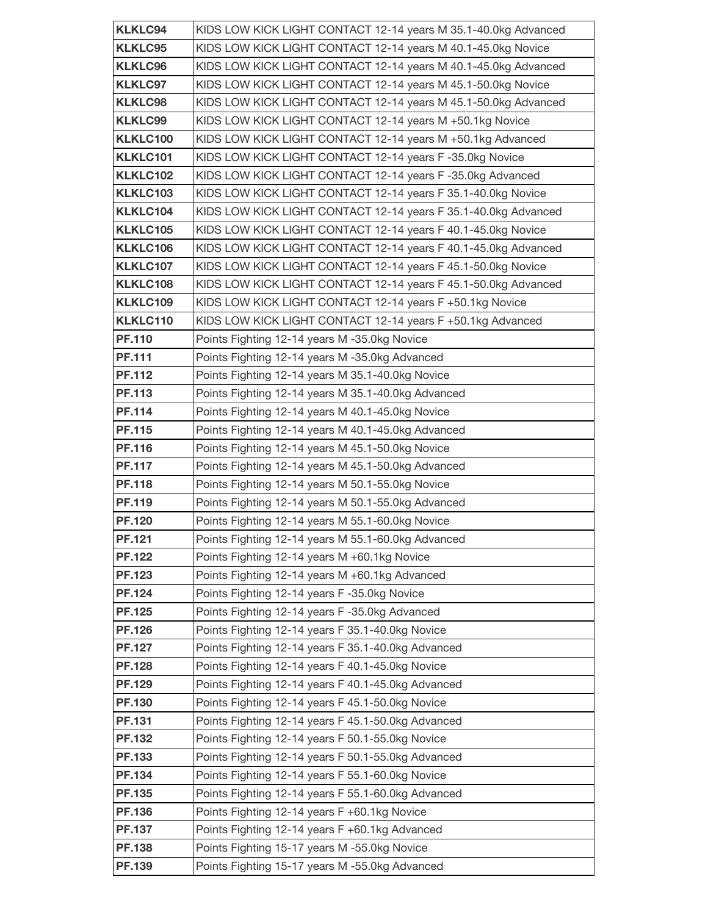| | |
|---|---|
| **KLKLC94** | KIDS LOW KICK LIGHT CONTACT 12-14 years M 35.1-40.0kg Advanced |
| **KLKLC95** | KIDS LOW KICK LIGHT CONTACT 12-14 years M 40.1-45.0kg Novice |
| **KLKLC96** | KIDS LOW KICK LIGHT CONTACT 12-14 years M 40.1-45.0kg Advanced |
| **KLKLC97** | KIDS LOW KICK LIGHT CONTACT 12-14 years M 45.1-50.0kg Novice |
| **KLKLC98** | KIDS LOW KICK LIGHT CONTACT 12-14 years M 45.1-50.0kg Advanced |
| **KLKLC99** | KIDS LOW KICK LIGHT CONTACT 12-14 years M +50.1kg Novice |
| **KLKLC100** | KIDS LOW KICK LIGHT CONTACT 12-14 years M +50.1kg Advanced |
| **KLKLC101** | KIDS LOW KICK LIGHT CONTACT 12-14 years F -35.0kg Novice |
| **KLKLC102** | KIDS LOW KICK LIGHT CONTACT 12-14 years F -35.0kg Advanced |
| **KLKLC103** | KIDS LOW KICK LIGHT CONTACT 12-14 years F 35.1-40.0kg Novice |
| **KLKLC104** | KIDS LOW KICK LIGHT CONTACT 12-14 years F 35.1-40.0kg Advanced |
| **KLKLC105** | KIDS LOW KICK LIGHT CONTACT 12-14 years F 40.1-45.0kg Novice |
| **KLKLC106** | KIDS LOW KICK LIGHT CONTACT 12-14 years F 40.1-45.0kg Advanced |
| **KLKLC107** | KIDS LOW KICK LIGHT CONTACT 12-14 years F 45.1-50.0kg Novice |
| **KLKLC108** | KIDS LOW KICK LIGHT CONTACT 12-14 years F 45.1-50.0kg Advanced |
| **KLKLC109** | KIDS LOW KICK LIGHT CONTACT 12-14 years F +50.1kg Novice |
| **KLKLC110** | KIDS LOW KICK LIGHT CONTACT 12-14 years F +50.1kg Advanced |
| **PF.110** | Points Fighting 12-14 years M -35.0kg Novice |
| **PF.111** | Points Fighting 12-14 years M -35.0kg Advanced |
| **PF.112** | Points Fighting 12-14 years M 35.1-40.0kg Novice |
| **PF.113** | Points Fighting 12-14 years M 35.1-40.0kg Advanced |
| **PF.114** | Points Fighting 12-14 years M 40.1-45.0kg Novice |
| **PF.115** | Points Fighting 12-14 years M 40.1-45.0kg Advanced |
| **PF.116** | Points Fighting 12-14 years M 45.1-50.0kg Novice |
| **PF.117** | Points Fighting 12-14 years M 45.1-50.0kg Advanced |
| **PF.118** | Points Fighting 12-14 years M 50.1-55.0kg Novice |
| **PF.119** | Points Fighting 12-14 years M 50.1-55.0kg Advanced |
| **PF.120** | Points Fighting 12-14 years M 55.1-60.0kg Novice |
| **PF.121** | Points Fighting 12-14 years M 55.1-60.0kg Advanced |
| **PF.122** | Points Fighting 12-14 years M +60.1kg Novice |
| **PF.123** | Points Fighting 12-14 years M +60.1kg Advanced |
| **PF.124** | Points Fighting 12-14 years F -35.0kg Novice |
| **PF.125** | Points Fighting 12-14 years F -35.0kg Advanced |
| **PF.126** | Points Fighting 12-14 years F 35.1-40.0kg Novice |
| **PF.127** | Points Fighting 12-14 years F 35.1-40.0kg Advanced |
| **PF.128** | Points Fighting 12-14 years F 40.1-45.0kg Novice |
| **PF.129** | Points Fighting 12-14 years F 40.1-45.0kg Advanced |
| **PF.130** | Points Fighting 12-14 years F 45.1-50.0kg Novice |
| **PF.131** | Points Fighting 12-14 years F 45.1-50.0kg Advanced |
| **PF.132** | Points Fighting 12-14 years F 50.1-55.0kg Novice |
| **PF.133** | Points Fighting 12-14 years F 50.1-55.0kg Advanced |
| **PF.134** | Points Fighting 12-14 years F 55.1-60.0kg Novice |
| **PF.135** | Points Fighting 12-14 years F 55.1-60.0kg Advanced |
| **PF.136** | Points Fighting 12-14 years F +60.1kg Novice |
| **PF.137** | Points Fighting 12-14 years F +60.1kg Advanced |
| **PF.138** | Points Fighting 15-17 years M -55.0kg Novice |
| **PF.139** | Points Fighting 15-17 years M -55.0kg Advanced |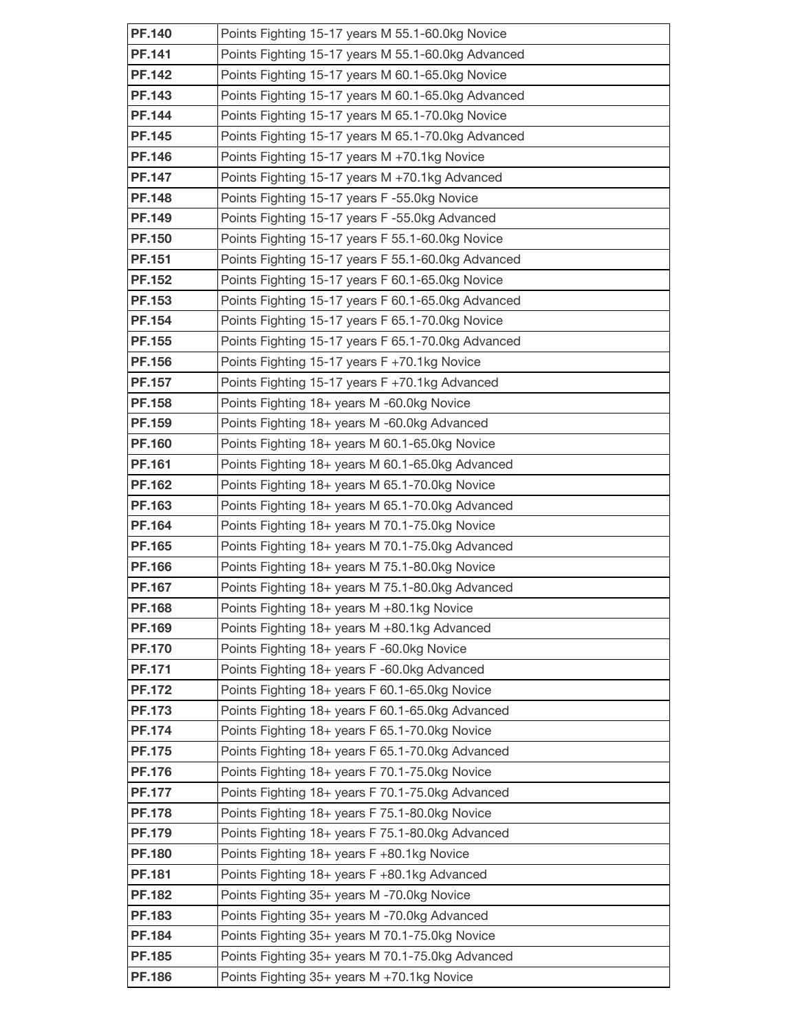| **PF.140** | Points Fighting 15-17 years M 55.1-60.0kg Novice |
|---|---|
| **PF.141** | Points Fighting 15-17 years M 55.1-60.0kg Advanced |
| **PF.142** | Points Fighting 15-17 years M 60.1-65.0kg Novice |
| **PF.143** | Points Fighting 15-17 years M 60.1-65.0kg Advanced |
| **PF.144** | Points Fighting 15-17 years M 65.1-70.0kg Novice |
| **PF.145** | Points Fighting 15-17 years M 65.1-70.0kg Advanced |
| **PF.146** | Points Fighting 15-17 years M +70.1kg Novice |
| **PF.147** | Points Fighting 15-17 years M +70.1kg Advanced |
| **PF.148** | Points Fighting 15-17 years F -55.0kg Novice |
| **PF.149** | Points Fighting 15-17 years F -55.0kg Advanced |
| **PF.150** | Points Fighting 15-17 years F 55.1-60.0kg Novice |
| **PF.151** | Points Fighting 15-17 years F 55.1-60.0kg Advanced |
| **PF.152** | Points Fighting 15-17 years F 60.1-65.0kg Novice |
| **PF.153** | Points Fighting 15-17 years F 60.1-65.0kg Advanced |
| **PF.154** | Points Fighting 15-17 years F 65.1-70.0kg Novice |
| **PF.155** | Points Fighting 15-17 years F 65.1-70.0kg Advanced |
| **PF.156** | Points Fighting 15-17 years F +70.1kg Novice |
| **PF.157** | Points Fighting 15-17 years F +70.1kg Advanced |
| **PF.158** | Points Fighting 18+ years M -60.0kg Novice |
| **PF.159** | Points Fighting 18+ years M -60.0kg Advanced |
| **PF.160** | Points Fighting 18+ years M 60.1-65.0kg Novice |
| **PF.161** | Points Fighting 18+ years M 60.1-65.0kg Advanced |
| **PF.162** | Points Fighting 18+ years M 65.1-70.0kg Novice |
| **PF.163** | Points Fighting 18+ years M 65.1-70.0kg Advanced |
| **PF.164** | Points Fighting 18+ years M 70.1-75.0kg Novice |
| **PF.165** | Points Fighting 18+ years M 70.1-75.0kg Advanced |
| **PF.166** | Points Fighting 18+ years M 75.1-80.0kg Novice |
| **PF.167** | Points Fighting 18+ years M 75.1-80.0kg Advanced |
| **PF.168** | Points Fighting 18+ years M +80.1kg Novice |
| **PF.169** | Points Fighting 18+ years M +80.1kg Advanced |
| **PF.170** | Points Fighting 18+ years F -60.0kg Novice |
| **PF.171** | Points Fighting 18+ years F -60.0kg Advanced |
| **PF.172** | Points Fighting 18+ years F 60.1-65.0kg Novice |
| **PF.173** | Points Fighting 18+ years F 60.1-65.0kg Advanced |
| **PF.174** | Points Fighting 18+ years F 65.1-70.0kg Novice |
| **PF.175** | Points Fighting 18+ years F 65.1-70.0kg Advanced |
| **PF.176** | Points Fighting 18+ years F 70.1-75.0kg Novice |
| **PF.177** | Points Fighting 18+ years F 70.1-75.0kg Advanced |
| **PF.178** | Points Fighting 18+ years F 75.1-80.0kg Novice |
| **PF.179** | Points Fighting 18+ years F 75.1-80.0kg Advanced |
| **PF.180** | Points Fighting 18+ years F +80.1kg Novice |
| **PF.181** | Points Fighting 18+ years F +80.1kg Advanced |
| **PF.182** | Points Fighting 35+ years M -70.0kg Novice |
| **PF.183** | Points Fighting 35+ years M -70.0kg Advanced |
| **PF.184** | Points Fighting 35+ years M 70.1-75.0kg Novice |
| **PF.185** | Points Fighting 35+ years M 70.1-75.0kg Advanced |
| **PF.186** | Points Fighting 35+ years M +70.1kg Novice |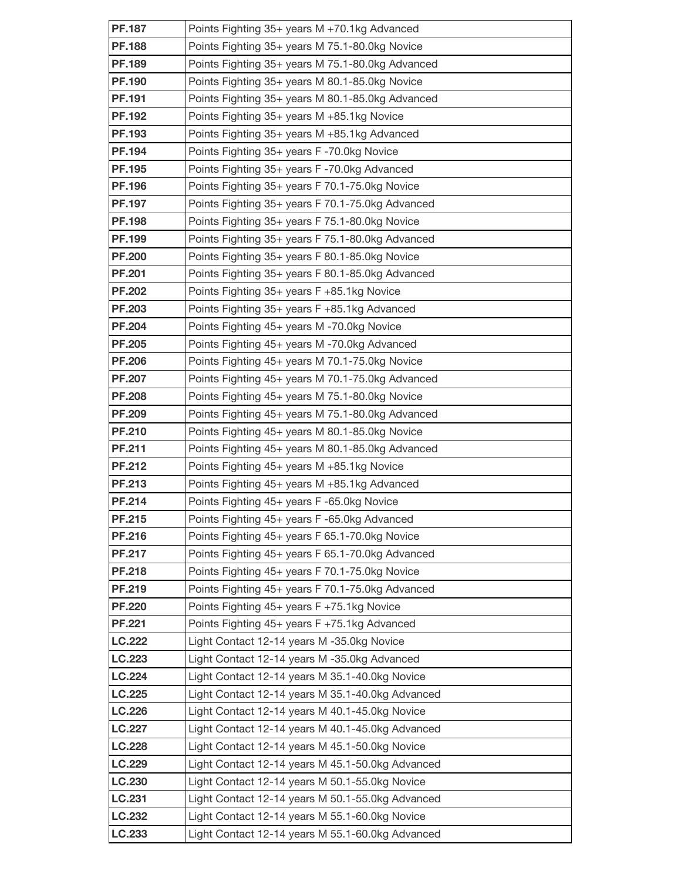| **PF.187** | Points Fighting 35+ years M +70.1kg Advanced |
|---|---|
| **PF.188** | Points Fighting 35+ years M 75.1-80.0kg Novice |
| **PF.189** | Points Fighting 35+ years M 75.1-80.0kg Advanced |
| **PF.190** | Points Fighting 35+ years M 80.1-85.0kg Novice |
| **PF.191** | Points Fighting 35+ years M 80.1-85.0kg Advanced |
| **PF.192** | Points Fighting 35+ years M +85.1kg Novice |
| **PF.193** | Points Fighting 35+ years M +85.1kg Advanced |
| **PF.194** | Points Fighting 35+ years F -70.0kg Novice |
| **PF.195** | Points Fighting 35+ years F -70.0kg Advanced |
| **PF.196** | Points Fighting 35+ years F 70.1-75.0kg Novice |
| **PF.197** | Points Fighting 35+ years F 70.1-75.0kg Advanced |
| **PF.198** | Points Fighting 35+ years F 75.1-80.0kg Novice |
| **PF.199** | Points Fighting 35+ years F 75.1-80.0kg Advanced |
| **PF.200** | Points Fighting 35+ years F 80.1-85.0kg Novice |
| **PF.201** | Points Fighting 35+ years F 80.1-85.0kg Advanced |
| **PF.202** | Points Fighting 35+ years F +85.1kg Novice |
| **PF.203** | Points Fighting 35+ years F +85.1kg Advanced |
| **PF.204** | Points Fighting 45+ years M -70.0kg Novice |
| **PF.205** | Points Fighting 45+ years M -70.0kg Advanced |
| **PF.206** | Points Fighting 45+ years M 70.1-75.0kg Novice |
| **PF.207** | Points Fighting 45+ years M 70.1-75.0kg Advanced |
| **PF.208** | Points Fighting 45+ years M 75.1-80.0kg Novice |
| **PF.209** | Points Fighting 45+ years M 75.1-80.0kg Advanced |
| **PF.210** | Points Fighting 45+ years M 80.1-85.0kg Novice |
| **PF.211** | Points Fighting 45+ years M 80.1-85.0kg Advanced |
| **PF.212** | Points Fighting 45+ years M +85.1kg Novice |
| **PF.213** | Points Fighting 45+ years M +85.1kg Advanced |
| **PF.214** | Points Fighting 45+ years F -65.0kg Novice |
| **PF.215** | Points Fighting 45+ years F -65.0kg Advanced |
| **PF.216** | Points Fighting 45+ years F 65.1-70.0kg Novice |
| **PF.217** | Points Fighting 45+ years F 65.1-70.0kg Advanced |
| **PF.218** | Points Fighting 45+ years F 70.1-75.0kg Novice |
| **PF.219** | Points Fighting 45+ years F 70.1-75.0kg Advanced |
| **PF.220** | Points Fighting 45+ years F +75.1kg Novice |
| **PF.221** | Points Fighting 45+ years F +75.1kg Advanced |
| **LC.222** | Light Contact 12-14 years M -35.0kg Novice |
| **LC.223** | Light Contact 12-14 years M -35.0kg Advanced |
| **LC.224** | Light Contact 12-14 years M 35.1-40.0kg Novice |
| **LC.225** | Light Contact 12-14 years M 35.1-40.0kg Advanced |
| **LC.226** | Light Contact 12-14 years M 40.1-45.0kg Novice |
| **LC.227** | Light Contact 12-14 years M 40.1-45.0kg Advanced |
| **LC.228** | Light Contact 12-14 years M 45.1-50.0kg Novice |
| **LC.229** | Light Contact 12-14 years M 45.1-50.0kg Advanced |
| **LC.230** | Light Contact 12-14 years M 50.1-55.0kg Novice |
| **LC.231** | Light Contact 12-14 years M 50.1-55.0kg Advanced |
| **LC.232** | Light Contact 12-14 years M 55.1-60.0kg Novice |
| **LC.233** | Light Contact 12-14 years M 55.1-60.0kg Advanced |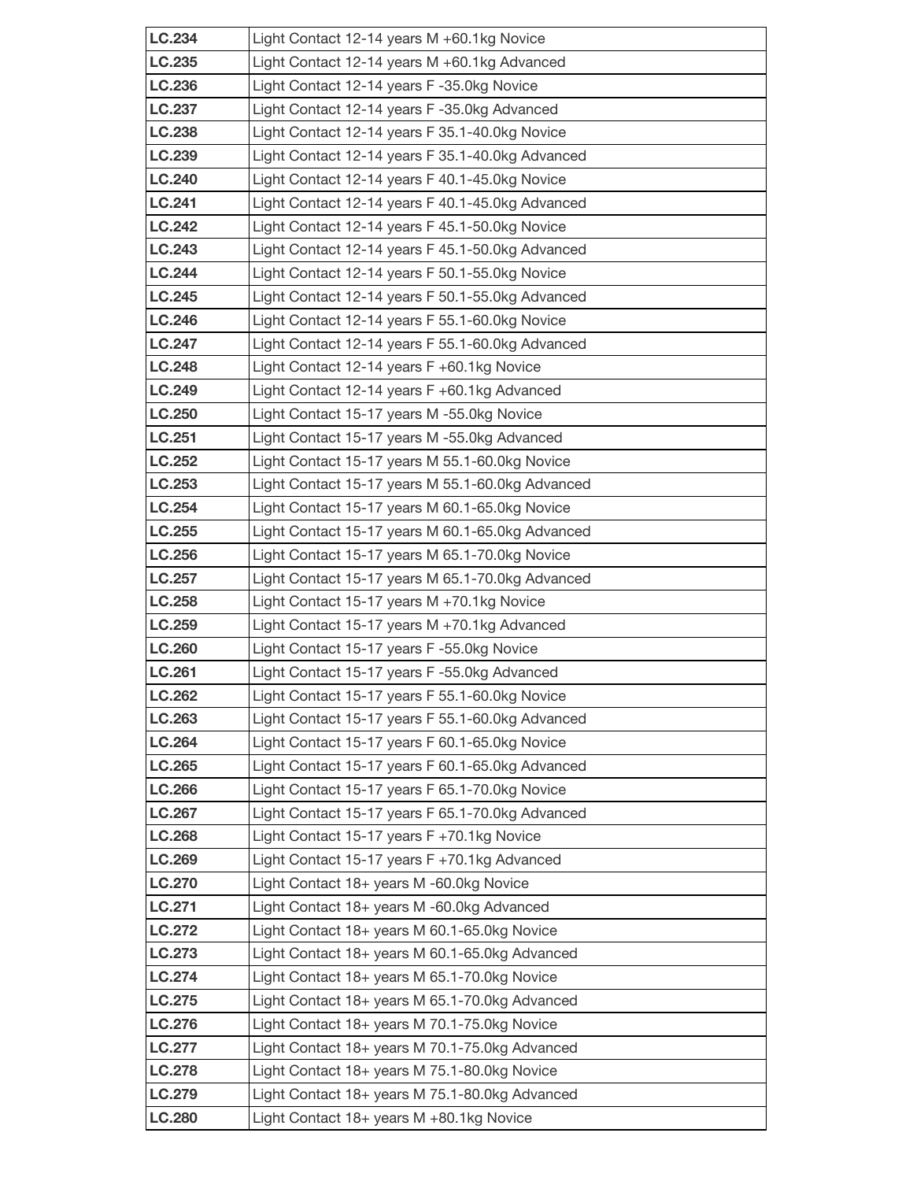| | |
|---|---|
| **LC.234** | Light Contact 12-14 years M +60.1kg Novice |
| **LC.235** | Light Contact 12-14 years M +60.1kg Advanced |
| **LC.236** | Light Contact 12-14 years F -35.0kg Novice |
| **LC.237** | Light Contact 12-14 years F -35.0kg Advanced |
| **LC.238** | Light Contact 12-14 years F 35.1-40.0kg Novice |
| **LC.239** | Light Contact 12-14 years F 35.1-40.0kg Advanced |
| **LC.240** | Light Contact 12-14 years F 40.1-45.0kg Novice |
| **LC.241** | Light Contact 12-14 years F 40.1-45.0kg Advanced |
| **LC.242** | Light Contact 12-14 years F 45.1-50.0kg Novice |
| **LC.243** | Light Contact 12-14 years F 45.1-50.0kg Advanced |
| **LC.244** | Light Contact 12-14 years F 50.1-55.0kg Novice |
| **LC.245** | Light Contact 12-14 years F 50.1-55.0kg Advanced |
| **LC.246** | Light Contact 12-14 years F 55.1-60.0kg Novice |
| **LC.247** | Light Contact 12-14 years F 55.1-60.0kg Advanced |
| **LC.248** | Light Contact 12-14 years F +60.1kg Novice |
| **LC.249** | Light Contact 12-14 years F +60.1kg Advanced |
| **LC.250** | Light Contact 15-17 years M -55.0kg Novice |
| **LC.251** | Light Contact 15-17 years M -55.0kg Advanced |
| **LC.252** | Light Contact 15-17 years M 55.1-60.0kg Novice |
| **LC.253** | Light Contact 15-17 years M 55.1-60.0kg Advanced |
| **LC.254** | Light Contact 15-17 years M 60.1-65.0kg Novice |
| **LC.255** | Light Contact 15-17 years M 60.1-65.0kg Advanced |
| **LC.256** | Light Contact 15-17 years M 65.1-70.0kg Novice |
| **LC.257** | Light Contact 15-17 years M 65.1-70.0kg Advanced |
| **LC.258** | Light Contact 15-17 years M +70.1kg Novice |
| **LC.259** | Light Contact 15-17 years M +70.1kg Advanced |
| **LC.260** | Light Contact 15-17 years F -55.0kg Novice |
| **LC.261** | Light Contact 15-17 years F -55.0kg Advanced |
| **LC.262** | Light Contact 15-17 years F 55.1-60.0kg Novice |
| **LC.263** | Light Contact 15-17 years F 55.1-60.0kg Advanced |
| **LC.264** | Light Contact 15-17 years F 60.1-65.0kg Novice |
| **LC.265** | Light Contact 15-17 years F 60.1-65.0kg Advanced |
| **LC.266** | Light Contact 15-17 years F 65.1-70.0kg Novice |
| **LC.267** | Light Contact 15-17 years F 65.1-70.0kg Advanced |
| **LC.268** | Light Contact 15-17 years F +70.1kg Novice |
| **LC.269** | Light Contact 15-17 years F +70.1kg Advanced |
| **LC.270** | Light Contact 18+ years M -60.0kg Novice |
| **LC.271** | Light Contact 18+ years M -60.0kg Advanced |
| **LC.272** | Light Contact 18+ years M 60.1-65.0kg Novice |
| **LC.273** | Light Contact 18+ years M 60.1-65.0kg Advanced |
| **LC.274** | Light Contact 18+ years M 65.1-70.0kg Novice |
| **LC.275** | Light Contact 18+ years M 65.1-70.0kg Advanced |
| **LC.276** | Light Contact 18+ years M 70.1-75.0kg Novice |
| **LC.277** | Light Contact 18+ years M 70.1-75.0kg Advanced |
| **LC.278** | Light Contact 18+ years M 75.1-80.0kg Novice |
| **LC.279** | Light Contact 18+ years M 75.1-80.0kg Advanced |
| **LC.280** | Light Contact 18+ years M +80.1kg Novice |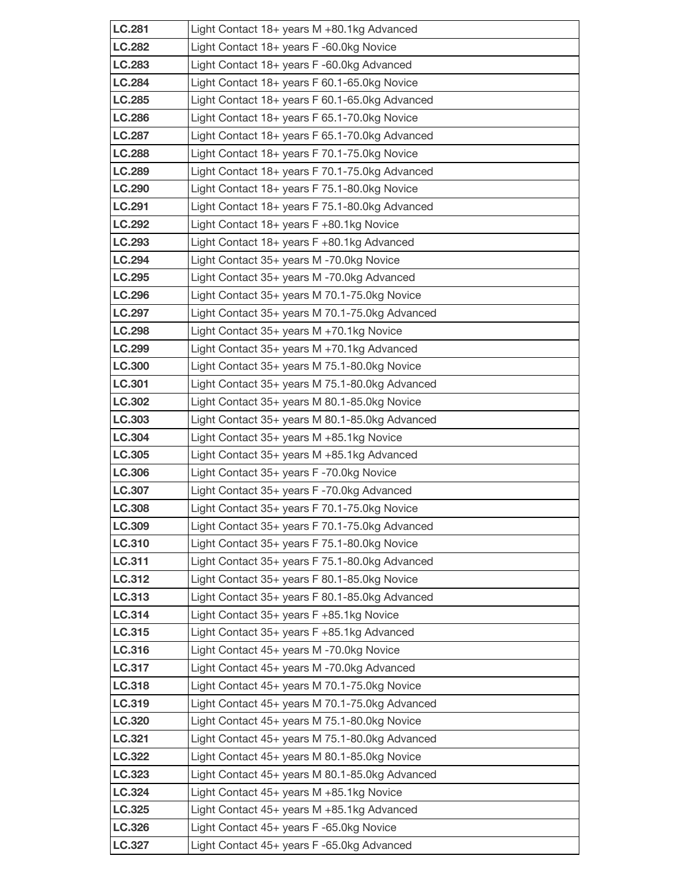| **LC.281** | Light Contact 18+ years M +80.1kg Advanced |
|---|---|
| **LC.282** | Light Contact 18+ years F -60.0kg Novice |
| **LC.283** | Light Contact 18+ years F -60.0kg Advanced |
| **LC.284** | Light Contact 18+ years F 60.1-65.0kg Novice |
| **LC.285** | Light Contact 18+ years F 60.1-65.0kg Advanced |
| **LC.286** | Light Contact 18+ years F 65.1-70.0kg Novice |
| **LC.287** | Light Contact 18+ years F 65.1-70.0kg Advanced |
| **LC.288** | Light Contact 18+ years F 70.1-75.0kg Novice |
| **LC.289** | Light Contact 18+ years F 70.1-75.0kg Advanced |
| **LC.290** | Light Contact 18+ years F 75.1-80.0kg Novice |
| **LC.291** | Light Contact 18+ years F 75.1-80.0kg Advanced |
| **LC.292** | Light Contact 18+ years F +80.1kg Novice |
| **LC.293** | Light Contact 18+ years F +80.1kg Advanced |
| **LC.294** | Light Contact 35+ years M -70.0kg Novice |
| **LC.295** | Light Contact 35+ years M -70.0kg Advanced |
| **LC.296** | Light Contact 35+ years M 70.1-75.0kg Novice |
| **LC.297** | Light Contact 35+ years M 70.1-75.0kg Advanced |
| **LC.298** | Light Contact 35+ years M +70.1kg Novice |
| **LC.299** | Light Contact 35+ years M +70.1kg Advanced |
| **LC.300** | Light Contact 35+ years M 75.1-80.0kg Novice |
| **LC.301** | Light Contact 35+ years M 75.1-80.0kg Advanced |
| **LC.302** | Light Contact 35+ years M 80.1-85.0kg Novice |
| **LC.303** | Light Contact 35+ years M 80.1-85.0kg Advanced |
| **LC.304** | Light Contact 35+ years M +85.1kg Novice |
| **LC.305** | Light Contact 35+ years M +85.1kg Advanced |
| **LC.306** | Light Contact 35+ years F -70.0kg Novice |
| **LC.307** | Light Contact 35+ years F -70.0kg Advanced |
| **LC.308** | Light Contact 35+ years F 70.1-75.0kg Novice |
| **LC.309** | Light Contact 35+ years F 70.1-75.0kg Advanced |
| **LC.310** | Light Contact 35+ years F 75.1-80.0kg Novice |
| **LC.311** | Light Contact 35+ years F 75.1-80.0kg Advanced |
| **LC.312** | Light Contact 35+ years F 80.1-85.0kg Novice |
| **LC.313** | Light Contact 35+ years F 80.1-85.0kg Advanced |
| **LC.314** | Light Contact 35+ years F +85.1kg Novice |
| **LC.315** | Light Contact 35+ years F +85.1kg Advanced |
| **LC.316** | Light Contact 45+ years M -70.0kg Novice |
| **LC.317** | Light Contact 45+ years M -70.0kg Advanced |
| **LC.318** | Light Contact 45+ years M 70.1-75.0kg Novice |
| **LC.319** | Light Contact 45+ years M 70.1-75.0kg Advanced |
| **LC.320** | Light Contact 45+ years M 75.1-80.0kg Novice |
| **LC.321** | Light Contact 45+ years M 75.1-80.0kg Advanced |
| **LC.322** | Light Contact 45+ years M 80.1-85.0kg Novice |
| **LC.323** | Light Contact 45+ years M 80.1-85.0kg Advanced |
| **LC.324** | Light Contact 45+ years M +85.1kg Novice |
| **LC.325** | Light Contact 45+ years M +85.1kg Advanced |
| **LC.326** | Light Contact 45+ years F -65.0kg Novice |
| **LC.327** | Light Contact 45+ years F -65.0kg Advanced |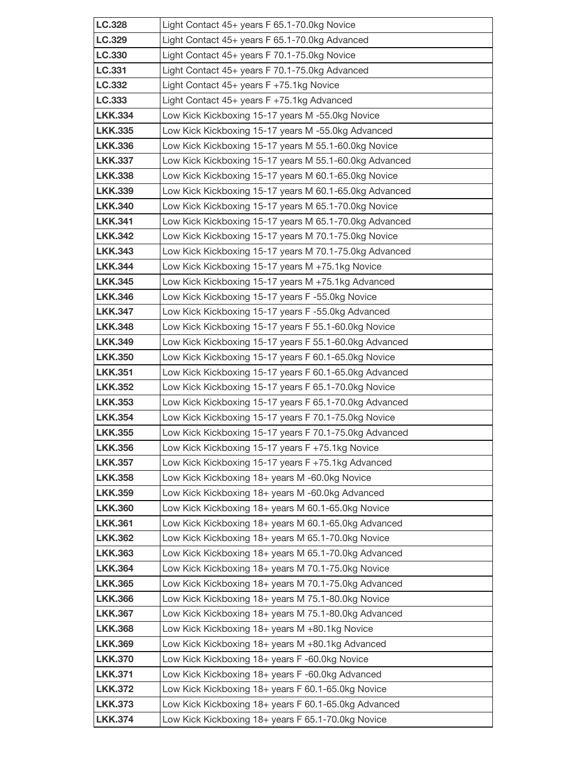| | |
|---|---|
| **LC.328** | Light Contact 45+ years F 65.1-70.0kg Novice |
| **LC.329** | Light Contact 45+ years F 65.1-70.0kg Advanced |
| **LC.330** | Light Contact 45+ years F 70.1-75.0kg Novice |
| **LC.331** | Light Contact 45+ years F 70.1-75.0kg Advanced |
| **LC.332** | Light Contact 45+ years F +75.1kg Novice |
| **LC.333** | Light Contact 45+ years F +75.1kg Advanced |
| **LKK.334** | Low Kick Kickboxing 15-17 years M -55.0kg Novice |
| **LKK.335** | Low Kick Kickboxing 15-17 years M -55.0kg Advanced |
| **LKK.336** | Low Kick Kickboxing 15-17 years M 55.1-60.0kg Novice |
| **LKK.337** | Low Kick Kickboxing 15-17 years M 55.1-60.0kg Advanced |
| **LKK.338** | Low Kick Kickboxing 15-17 years M 60.1-65.0kg Novice |
| **LKK.339** | Low Kick Kickboxing 15-17 years M 60.1-65.0kg Advanced |
| **LKK.340** | Low Kick Kickboxing 15-17 years M 65.1-70.0kg Novice |
| **LKK.341** | Low Kick Kickboxing 15-17 years M 65.1-70.0kg Advanced |
| **LKK.342** | Low Kick Kickboxing 15-17 years M 70.1-75.0kg Novice |
| **LKK.343** | Low Kick Kickboxing 15-17 years M 70.1-75.0kg Advanced |
| **LKK.344** | Low Kick Kickboxing 15-17 years M +75.1kg Novice |
| **LKK.345** | Low Kick Kickboxing 15-17 years M +75.1kg Advanced |
| **LKK.346** | Low Kick Kickboxing 15-17 years F -55.0kg Novice |
| **LKK.347** | Low Kick Kickboxing 15-17 years F -55.0kg Advanced |
| **LKK.348** | Low Kick Kickboxing 15-17 years F 55.1-60.0kg Novice |
| **LKK.349** | Low Kick Kickboxing 15-17 years F 55.1-60.0kg Advanced |
| **LKK.350** | Low Kick Kickboxing 15-17 years F 60.1-65.0kg Novice |
| **LKK.351** | Low Kick Kickboxing 15-17 years F 60.1-65.0kg Advanced |
| **LKK.352** | Low Kick Kickboxing 15-17 years F 65.1-70.0kg Novice |
| **LKK.353** | Low Kick Kickboxing 15-17 years F 65.1-70.0kg Advanced |
| **LKK.354** | Low Kick Kickboxing 15-17 years F 70.1-75.0kg Novice |
| **LKK.355** | Low Kick Kickboxing 15-17 years F 70.1-75.0kg Advanced |
| **LKK.356** | Low Kick Kickboxing 15-17 years F +75.1kg Novice |
| **LKK.357** | Low Kick Kickboxing 15-17 years F +75.1kg Advanced |
| **LKK.358** | Low Kick Kickboxing 18+ years M -60.0kg Novice |
| **LKK.359** | Low Kick Kickboxing 18+ years M -60.0kg Advanced |
| **LKK.360** | Low Kick Kickboxing 18+ years M 60.1-65.0kg Novice |
| **LKK.361** | Low Kick Kickboxing 18+ years M 60.1-65.0kg Advanced |
| **LKK.362** | Low Kick Kickboxing 18+ years M 65.1-70.0kg Novice |
| **LKK.363** | Low Kick Kickboxing 18+ years M 65.1-70.0kg Advanced |
| **LKK.364** | Low Kick Kickboxing 18+ years M 70.1-75.0kg Novice |
| **LKK.365** | Low Kick Kickboxing 18+ years M 70.1-75.0kg Advanced |
| **LKK.366** | Low Kick Kickboxing 18+ years M 75.1-80.0kg Novice |
| **LKK.367** | Low Kick Kickboxing 18+ years M 75.1-80.0kg Advanced |
| **LKK.368** | Low Kick Kickboxing 18+ years M +80.1kg Novice |
| **LKK.369** | Low Kick Kickboxing 18+ years M +80.1kg Advanced |
| **LKK.370** | Low Kick Kickboxing 18+ years F -60.0kg Novice |
| **LKK.371** | Low Kick Kickboxing 18+ years F -60.0kg Advanced |
| **LKK.372** | Low Kick Kickboxing 18+ years F 60.1-65.0kg Novice |
| **LKK.373** | Low Kick Kickboxing 18+ years F 60.1-65.0kg Advanced |
| **LKK.374** | Low Kick Kickboxing 18+ years F 65.1-70.0kg Novice |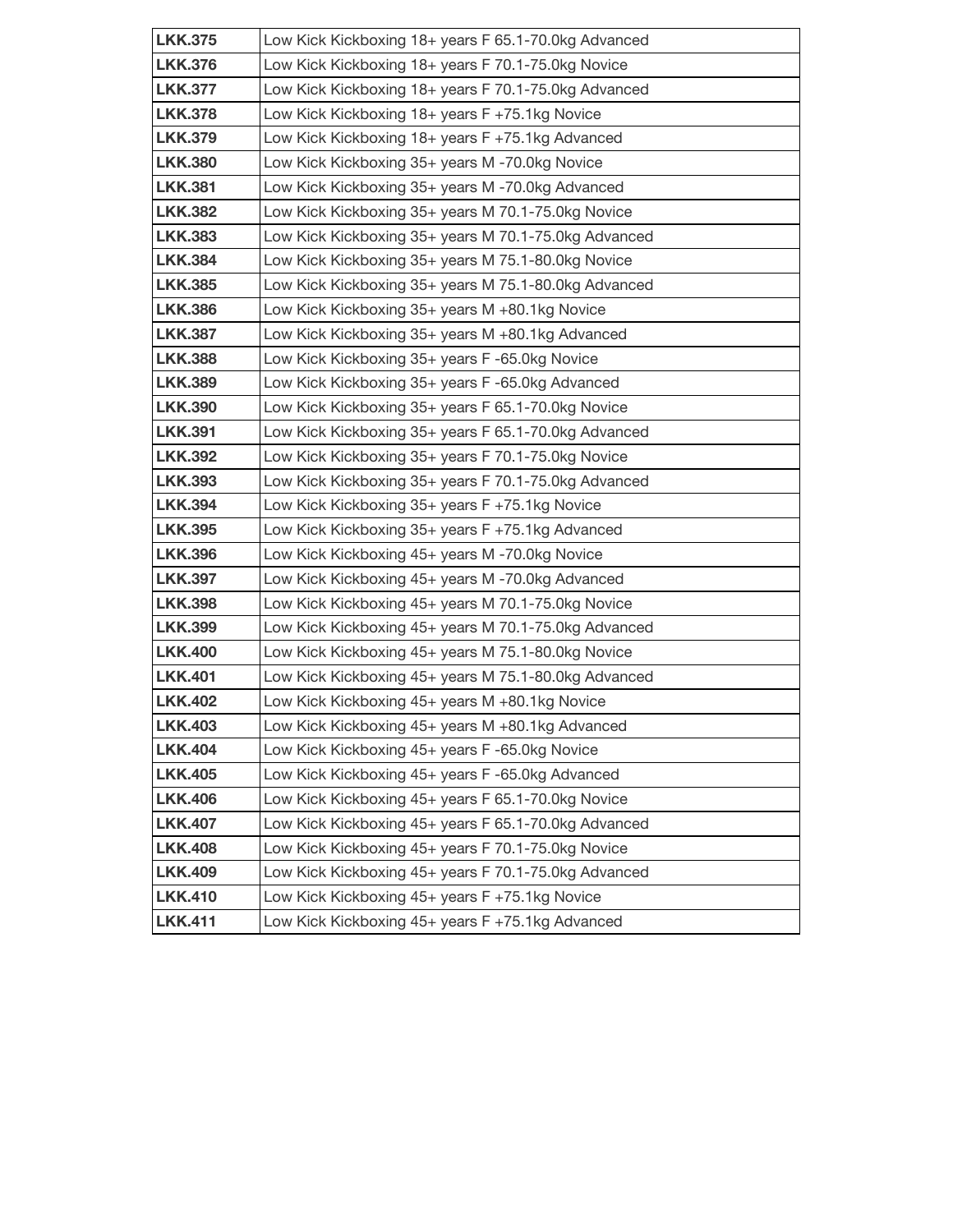| | |
|---|---|
| **LKK.375** | Low Kick Kickboxing 18+ years F 65.1-70.0kg Advanced |
| **LKK.376** | Low Kick Kickboxing 18+ years F 70.1-75.0kg Novice |
| **LKK.377** | Low Kick Kickboxing 18+ years F 70.1-75.0kg Advanced |
| **LKK.378** | Low Kick Kickboxing 18+ years F +75.1kg Novice |
| **LKK.379** | Low Kick Kickboxing 18+ years F +75.1kg Advanced |
| **LKK.380** | Low Kick Kickboxing 35+ years M -70.0kg Novice |
| **LKK.381** | Low Kick Kickboxing 35+ years M -70.0kg Advanced |
| **LKK.382** | Low Kick Kickboxing 35+ years M 70.1-75.0kg Novice |
| **LKK.383** | Low Kick Kickboxing 35+ years M 70.1-75.0kg Advanced |
| **LKK.384** | Low Kick Kickboxing 35+ years M 75.1-80.0kg Novice |
| **LKK.385** | Low Kick Kickboxing 35+ years M 75.1-80.0kg Advanced |
| **LKK.386** | Low Kick Kickboxing 35+ years M +80.1kg Novice |
| **LKK.387** | Low Kick Kickboxing 35+ years M +80.1kg Advanced |
| **LKK.388** | Low Kick Kickboxing 35+ years F -65.0kg Novice |
| **LKK.389** | Low Kick Kickboxing 35+ years F -65.0kg Advanced |
| **LKK.390** | Low Kick Kickboxing 35+ years F 65.1-70.0kg Novice |
| **LKK.391** | Low Kick Kickboxing 35+ years F 65.1-70.0kg Advanced |
| **LKK.392** | Low Kick Kickboxing 35+ years F 70.1-75.0kg Novice |
| **LKK.393** | Low Kick Kickboxing 35+ years F 70.1-75.0kg Advanced |
| **LKK.394** | Low Kick Kickboxing 35+ years F +75.1kg Novice |
| **LKK.395** | Low Kick Kickboxing 35+ years F +75.1kg Advanced |
| **LKK.396** | Low Kick Kickboxing 45+ years M -70.0kg Novice |
| **LKK.397** | Low Kick Kickboxing 45+ years M -70.0kg Advanced |
| **LKK.398** | Low Kick Kickboxing 45+ years M 70.1-75.0kg Novice |
| **LKK.399** | Low Kick Kickboxing 45+ years M 70.1-75.0kg Advanced |
| **LKK.400** | Low Kick Kickboxing 45+ years M 75.1-80.0kg Novice |
| **LKK.401** | Low Kick Kickboxing 45+ years M 75.1-80.0kg Advanced |
| **LKK.402** | Low Kick Kickboxing 45+ years M +80.1kg Novice |
| **LKK.403** | Low Kick Kickboxing 45+ years M +80.1kg Advanced |
| **LKK.404** | Low Kick Kickboxing 45+ years F -65.0kg Novice |
| **LKK.405** | Low Kick Kickboxing 45+ years F -65.0kg Advanced |
| **LKK.406** | Low Kick Kickboxing 45+ years F 65.1-70.0kg Novice |
| **LKK.407** | Low Kick Kickboxing 45+ years F 65.1-70.0kg Advanced |
| **LKK.408** | Low Kick Kickboxing 45+ years F 70.1-75.0kg Novice |
| **LKK.409** | Low Kick Kickboxing 45+ years F 70.1-75.0kg Advanced |
| **LKK.410** | Low Kick Kickboxing 45+ years F +75.1kg Novice |
| **LKK.411** | Low Kick Kickboxing 45+ years F +75.1kg Advanced |